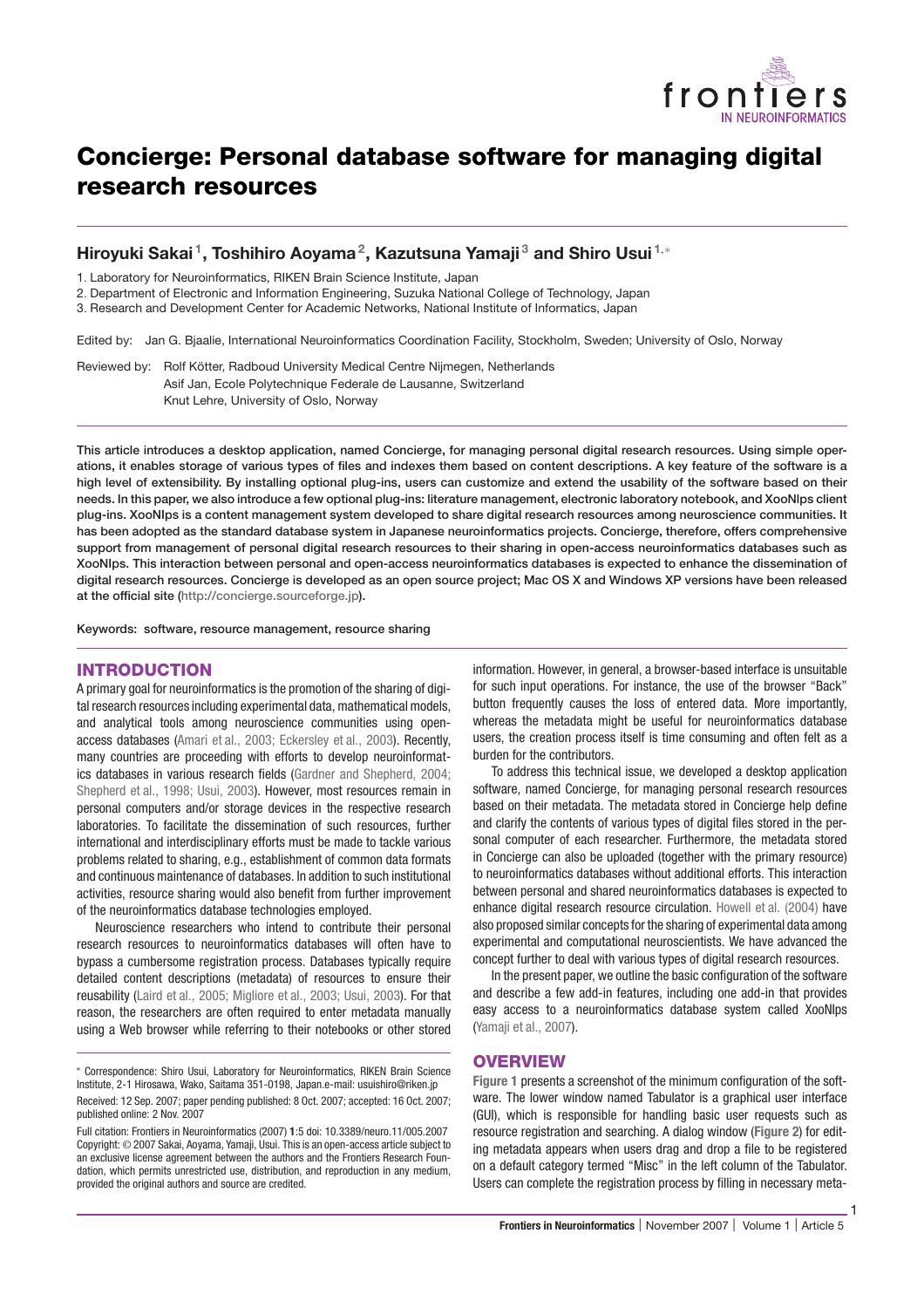# Concierge: Personal database software for managing digital research resources

**Hiroyuki Sakai**[1], **Toshihiro Aoyama**[2], **Kazutsuna Yamaji**[3] **and Shiro Usui**[1,*]

1. Laboratory for Neuroinformatics, RIKEN Brain Science Institute, Japan
2. Department of Electronic and Information Engineering, Suzuka National College of Technology, Japan
3. Research and Development Center for Academic Networks, National Institute of Informatics, Japan

Edited by: Jan G. Bjaalie, International Neuroinformatics Coordination Facility, Stockholm, Sweden; University of Oslo, Norway

Reviewed by: Rolf Kötter, Radboud University Medical Centre Nijmegen, Netherlands
Asif Jan, Ecole Polytechnique Federale de Lausanne, Switzerland
Knut Lehre, University of Oslo, Norway

**This article introduces a desktop application, named Concierge, for managing personal digital research resources. Using simple operations, it enables storage of various types of files and indexes them based on content descriptions. A key feature of the software is a high level of extensibility. By installing optional plug-ins, users can customize and extend the usability of the software based on their needs. In this paper, we also introduce a few optional plug-ins: literature management, electronic laboratory notebook, and XooNIps client plug-ins. XooNIps is a content management system developed to share digital research resources among neuroscience communities. It has been adopted as the standard database system in Japanese neuroinformatics projects. Concierge, therefore, offers comprehensive support from management of personal digital research resources to their sharing in open-access neuroinformatics databases such as XooNIps. This interaction between personal and open-access neuroinformatics databases is expected to enhance the dissemination of digital research resources. Concierge is developed as an open source project; Mac OS X and Windows XP versions have been released at the official site (http://concierge.sourceforge.jp).**

Keywords: software, resource management, resource sharing

## INTRODUCTION

A primary goal for neuroinformatics is the promotion of the sharing of digital research resources including experimental data, mathematical models, and analytical tools among neuroscience communities using open-access databases (Amari et al., 2003; Eckersley et al., 2003). Recently, many countries are proceeding with efforts to develop neuroinformatics databases in various research fields (Gardner and Shepherd, 2004; Shepherd et al., 1998; Usui, 2003). However, most resources remain in personal computers and/or storage devices in the respective research laboratories. To facilitate the dissemination of such resources, further international and interdisciplinary efforts must be made to tackle various problems related to sharing, e.g., establishment of common data formats and continuous maintenance of databases. In addition to such institutional activities, resource sharing would also benefit from further improvement of the neuroinformatics database technologies employed.

Neuroscience researchers who intend to contribute their personal research resources to neuroinformatics databases will often have to bypass a cumbersome registration process. Databases typically require detailed content descriptions (metadata) of resources to ensure their reusability (Laird et al., 2005; Migliore et al., 2003; Usui, 2003). For that reason, the researchers are often required to enter metadata manually using a Web browser while referring to their notebooks or other stored information. However, in general, a browser-based interface is unsuitable for such input operations. For instance, the use of the browser "Back" button frequently causes the loss of entered data. More importantly, whereas the metadata might be useful for neuroinformatics database users, the creation process itself is time consuming and often felt as a burden for the contributors.

To address this technical issue, we developed a desktop application software, named Concierge, for managing personal research resources based on their metadata. The metadata stored in Concierge help define and clarify the contents of various types of digital files stored in the personal computer of each researcher. Furthermore, the metadata stored in Concierge can also be uploaded (together with the primary resource) to neuroinformatics databases without additional efforts. This interaction between personal and shared neuroinformatics databases is expected to enhance digital research resource circulation. Howell et al. (2004) have also proposed similar concepts for the sharing of experimental data among experimental and computational neuroscientists. We have advanced the concept further to deal with various types of digital research resources.

In the present paper, we outline the basic configuration of the software and describe a few add-in features, including one add-in that provides easy access to a neuroinformatics database system called XooNIps (Yamaji et al., 2007).

## OVERVIEW

**Figure 1** presents a screenshot of the minimum configuration of the software. The lower window named Tabulator is a graphical user interface (GUI), which is responsible for handling basic user requests such as resource registration and searching. A dialog window (**Figure 2**) for editing metadata appears when users drag and drop a file to be registered on a default category termed "Misc" in the left column of the Tabulator. Users can complete the registration process by filling in necessary meta-

---

* Correspondence: Shiro Usui, Laboratory for Neuroinformatics, RIKEN Brain Science Institute, 2-1 Hirosawa, Wako, Saitama 351-0198, Japan.e-mail: usuishiro@riken.jp

Received: 12 Sep. 2007; paper pending published: 8 Oct. 2007; accepted: 16 Oct. 2007; published online: 2 Nov. 2007

Full citation: Frontiers in Neuroinformatics (2007) **1**:5 doi: 10.3389/neuro.11/005.2007
Copyright: © 2007 Sakai, Aoyama, Yamaji, Usui. This is an open-access article subject to an exclusive license agreement between the authors and the Frontiers Research Foundation, which permits unrestricted use, distribution, and reproduction in any medium, provided the original authors and source are credited.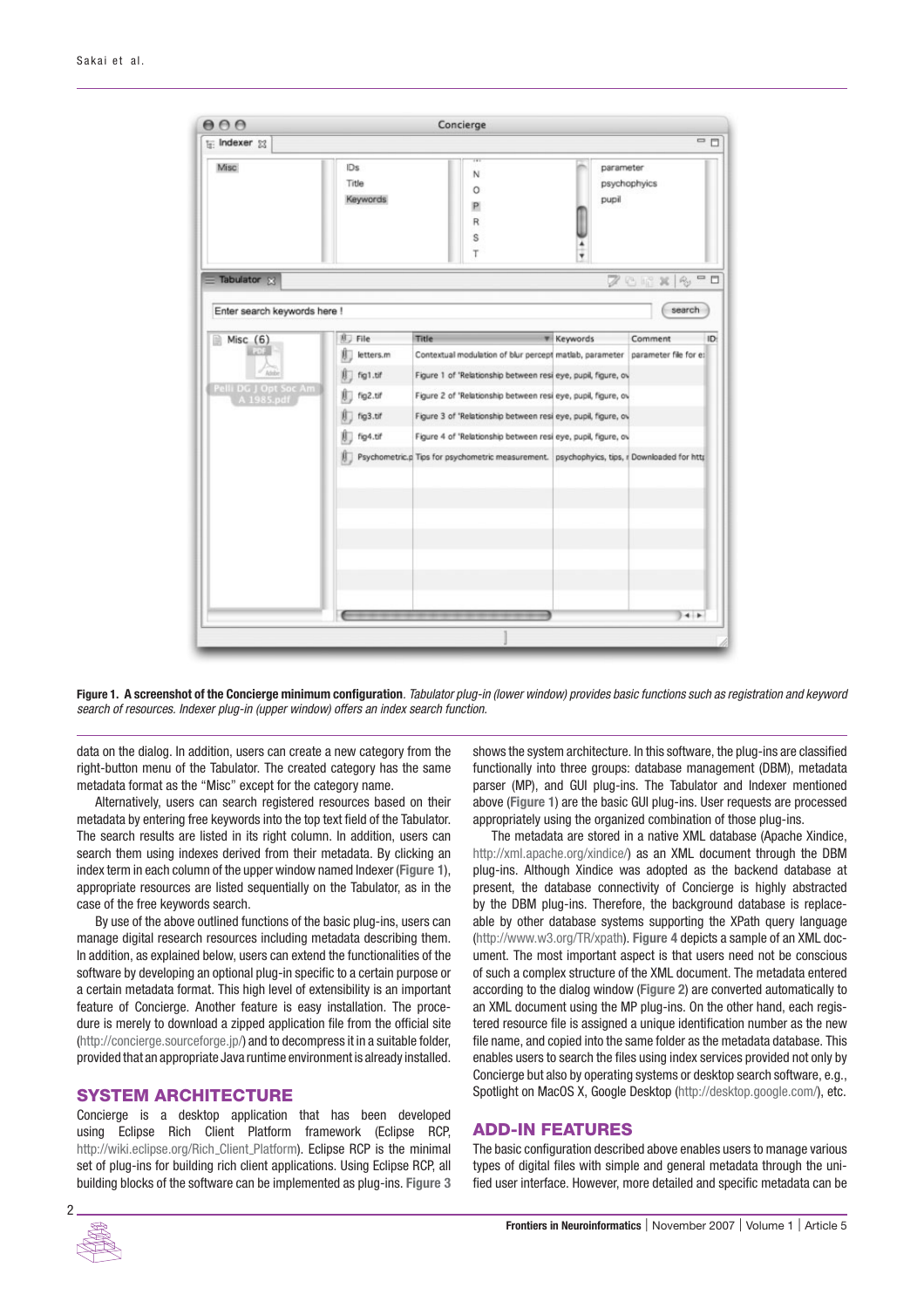**Figure 1. A screenshot of the Concierge minimum configuration**. *Tabulator plug-in (lower window) provides basic functions such as registration and keyword search of resources. Indexer plug-in (upper window) offers an index search function.*

data on the dialog. In addition, users can create a new category from the right-button menu of the Tabulator. The created category has the same metadata format as the "Misc" except for the category name.

Alternatively, users can search registered resources based on their metadata by entering free keywords into the top text field of the Tabulator. The search results are listed in its right column. In addition, users can search them using indexes derived from their metadata. By clicking an index term in each column of the upper window named Indexer (**Figure 1**), appropriate resources are listed sequentially on the Tabulator, as in the case of the free keywords search.

By use of the above outlined functions of the basic plug-ins, users can manage digital research resources including metadata describing them. In addition, as explained below, users can extend the functionalities of the software by developing an optional plug-in specific to a certain purpose or a certain metadata format. This high level of extensibility is an important feature of Concierge. Another feature is easy installation. The procedure is merely to download a zipped application file from the official site (http://concierge.sourceforge.jp/) and to decompress it in a suitable folder, provided that an appropriate Java runtime environment is already installed.

## SYSTEM ARCHITECTURE

Concierge is a desktop application that has been developed using Eclipse Rich Client Platform framework (Eclipse RCP, http://wiki.eclipse.org/Rich_Client_Platform). Eclipse RCP is the minimal set of plug-ins for building rich client applications. Using Eclipse RCP, all building blocks of the software can be implemented as plug-ins. **Figure 3** shows the system architecture. In this software, the plug-ins are classified functionally into three groups: database management (DBM), metadata parser (MP), and GUI plug-ins. The Tabulator and Indexer mentioned above (**Figure 1**) are the basic GUI plug-ins. User requests are processed appropriately using the organized combination of those plug-ins.

The metadata are stored in a native XML database (Apache Xindice, http://xml.apache.org/xindice/) as an XML document through the DBM plug-ins. Although Xindice was adopted as the backend database at present, the database connectivity of Concierge is highly abstracted by the DBM plug-ins. Therefore, the background database is replaceable by other database systems supporting the XPath query language (http://www.w3.org/TR/xpath). **Figure 4** depicts a sample of an XML document. The most important aspect is that users need not be conscious of such a complex structure of the XML document. The metadata entered according to the dialog window (**Figure 2**) are converted automatically to an XML document using the MP plug-ins. On the other hand, each registered resource file is assigned a unique identification number as the new file name, and copied into the same folder as the metadata database. This enables users to search the files using index services provided not only by Concierge but also by operating systems or desktop search software, e.g., Spotlight on MacOS X, Google Desktop (http://desktop.google.com/), etc.

## ADD-IN FEATURES

The basic configuration described above enables users to manage various types of digital files with simple and general metadata through the unified user interface. However, more detailed and specific metadata can be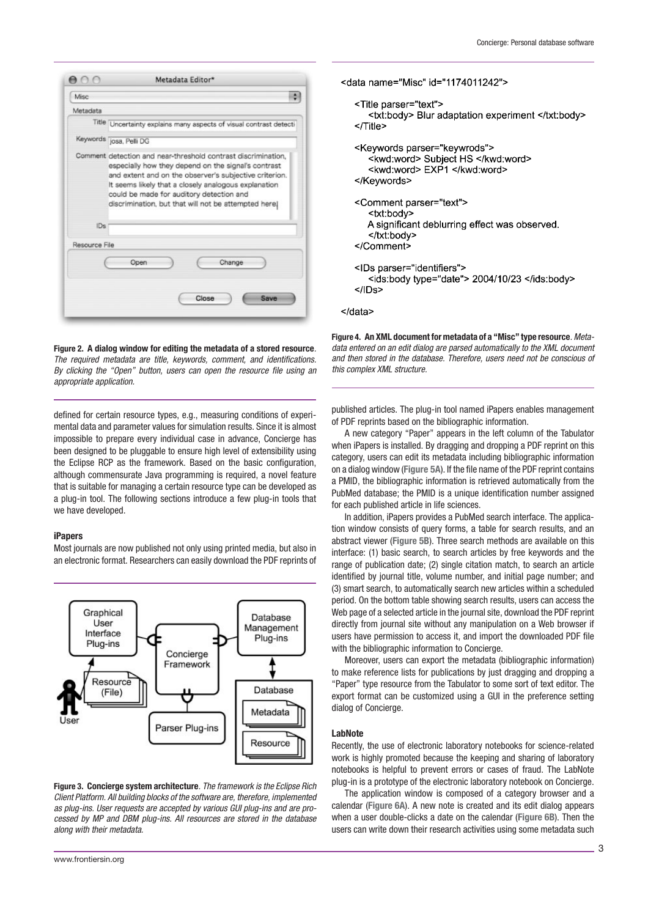**Figure 2. A dialog window for editing the metadata of a stored resource**. *The required metadata are title, keywords, comment, and identifications. By clicking the "Open" button, users can open the resource file using an appropriate application.*

defined for certain resource types, e.g., measuring conditions of experimental data and parameter values for simulation results. Since it is almost impossible to prepare every individual case in advance, Concierge has been designed to be pluggable to ensure high level of extensibility using the Eclipse RCP as the framework. Based on the basic configuration, although commensurate Java programming is required, a novel feature that is suitable for managing a certain resource type can be developed as a plug-in tool. The following sections introduce a few plug-in tools that we have developed.

### iPapers

Most journals are now published not only using printed media, but also in an electronic format. Researchers can easily download the PDF reprints of published articles. The plug-in tool named iPapers enables management of PDF reprints based on the bibliographic information.

**Figure 3. Concierge system architecture**. *The framework is the Eclipse Rich Client Platform. All building blocks of the software are, therefore, implemented as plug-ins. User requests are accepted by various GUI plug-ins and are processed by MP and DBM plug-ins. All resources are stored in the database along with their metadata.*

```
<data name="Misc" id="1174011242">

    <Title parser="text">
        <txt:body> Blur adaptation experiment </txt:body>
    </Title>

    <Keywords parser="keywrods">
        <kwd:word> Subject HS </kwd:word>
        <kwd:word> EXP1 </kwd:word>
    </Keywords>

    <Comment parser="text">
        <txt:body>
        A significant deblurring effect was observed.
        </txt:body>
    </Comment>

    <IDs parser="identifiers">
        <ids:body type="date"> 2004/10/23 </ids:body>
    </IDs>

</data>
```

**Figure 4. An XML document for metadata of a "Misc" type resource**. *Metadata entered on an edit dialog are parsed automatically to the XML document and then stored in the database. Therefore, users need not be conscious of this complex XML structure.*

A new category "Paper" appears in the left column of the Tabulator when iPapers is installed. By dragging and dropping a PDF reprint on this category, users can edit its metadata including bibliographic information on a dialog window (**Figure 5A**). If the file name of the PDF reprint contains a PMID, the bibliographic information is retrieved automatically from the PubMed database; the PMID is a unique identification number assigned for each published article in life sciences.

In addition, iPapers provides a PubMed search interface. The application window consists of query forms, a table for search results, and an abstract viewer (**Figure 5B**). Three search methods are available on this interface: (1) basic search, to search articles by free keywords and the range of publication date; (2) single citation match, to search an article identified by journal title, volume number, and initial page number; and (3) smart search, to automatically search new articles within a scheduled period. On the bottom table showing search results, users can access the Web page of a selected article in the journal site, download the PDF reprint directly from journal site without any manipulation on a Web browser if users have permission to access it, and import the downloaded PDF file with the bibliographic information to Concierge.

Moreover, users can export the metadata (bibliographic information) to make reference lists for publications by just dragging and dropping a "Paper" type resource from the Tabulator to some sort of text editor. The export format can be customized using a GUI in the preference setting dialog of Concierge.

### LabNote

Recently, the use of electronic laboratory notebooks for science-related work is highly promoted because the keeping and sharing of laboratory notebooks is helpful to prevent errors or cases of fraud. The LabNote plug-in is a prototype of the electronic laboratory notebook on Concierge.

The application window is composed of a category browser and a calendar (**Figure 6A**). A new note is created and its edit dialog appears when a user double-clicks a date on the calendar (**Figure 6B**). Then the users can write down their research activities using some metadata such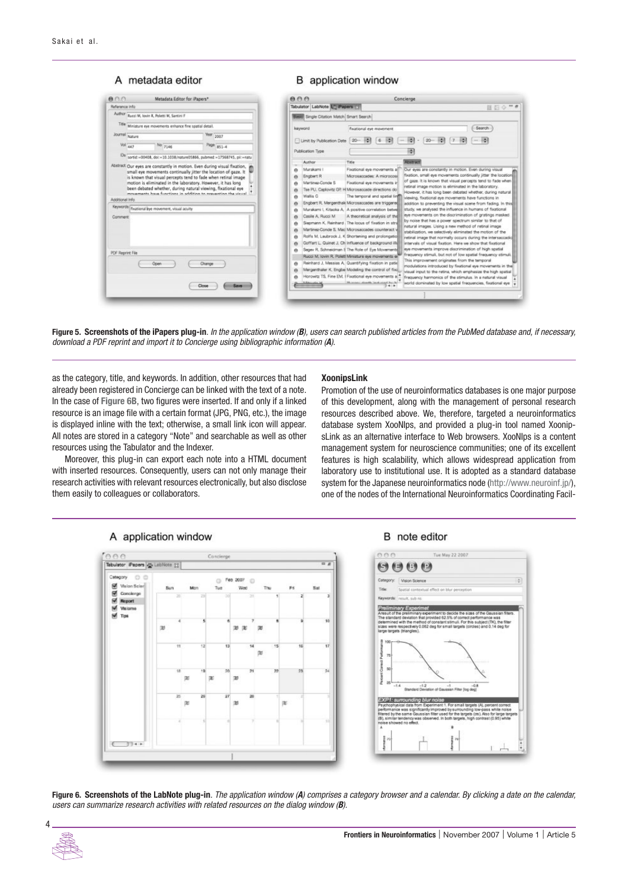**Figure 5. Screenshots of the iPapers plug-in**. *In the application window (**B**), users can search published articles from the PubMed database and, if necessary, download a PDF reprint and import it to Concierge using bibliographic information (**A**).*

as the category, title, and keywords. In addition, other resources that had already been registered in Concierge can be linked with the text of a note. In the case of Figure 6B, two figures were inserted. If and only if a linked resource is an image file with a certain format (JPG, PNG, etc.), the image is displayed inline with the text; otherwise, a small link icon will appear. All notes are stored in a category "Note" and searchable as well as other resources using the Tabulator and the Indexer.

Moreover, this plug-in can export each note into a HTML document with inserted resources. Consequently, users can not only manage their research activities with relevant resources electronically, but also disclose them easily to colleagues or collaborators.

### XoonipsLink

Promotion of the use of neuroinformatics databases is one major purpose of this development, along with the management of personal research resources described above. We, therefore, targeted a neuroinformatics database system XooNIps, and provided a plug-in tool named XoonipsLink as an alternative interface to Web browsers. XooNIps is a content management system for neuroscience communities; one of its excellent features is high scalability, which allows widespread application from laboratory use to institutional use. It is adopted as a standard database system for the Japanese neuroinformatics node (http://www.neuroinf.jp/), one of the nodes of the International Neuroinformatics Coordinating Facil-

**Figure 6. Screenshots of the LabNote plug-in**. *The application window (**A**) comprises a category browser and a calendar. By clicking a date on the calendar, users can summarize research activities with related resources on the dialog window (**B**).*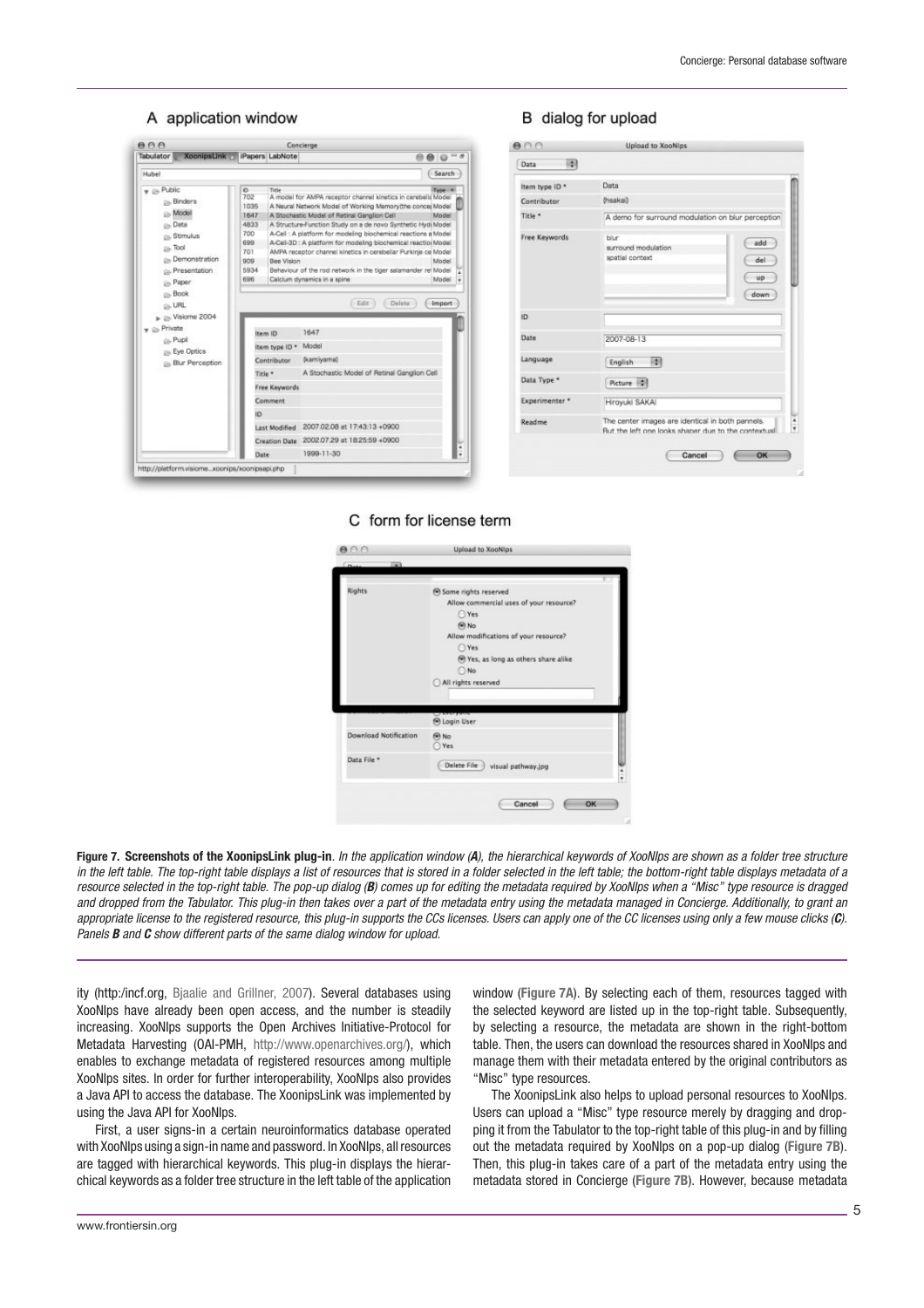**Figure 7. Screenshots of the XoonipsLink plug-in**. *In the application window (**A**), the hierarchical keywords of XooNIps are shown as a folder tree structure in the left table. The top-right table displays a list of resources that is stored in a folder selected in the left table; the bottom-right table displays metadata of a resource selected in the top-right table. The pop-up dialog (**B**) comes up for editing the metadata required by XooNIps when a "Misc" type resource is dragged and dropped from the Tabulator. This plug-in then takes over a part of the metadata entry using the metadata managed in Concierge. Additionally, to grant an appropriate license to the registered resource, this plug-in supports the CCs licenses. Users can apply one of the CC licenses using only a few mouse clicks (**C**). Panels **B** and **C** show different parts of the same dialog window for upload.*

ity (http:/incf.org, Bjaalie and Grillner, 2007). Several databases using XooNIps have already been open access, and the number is steadily increasing. XooNIps supports the Open Archives Initiative-Protocol for Metadata Harvesting (OAI-PMH, http://www.openarchives.org/), which enables to exchange metadata of registered resources among multiple XooNIps sites. In order for further interoperability, XooNIps also provides a Java API to access the database. The XoonipsLink was implemented by using the Java API for XooNIps.

First, a user signs-in a certain neuroinformatics database operated with XooNIps using a sign-in name and password. In XooNIps, all resources are tagged with hierarchical keywords. This plug-in displays the hierarchical keywords as a folder tree structure in the left table of the application window (**Figure 7A**). By selecting each of them, resources tagged with the selected keyword are listed up in the top-right table. Subsequently, by selecting a resource, the metadata are shown in the right-bottom table. Then, the users can download the resources shared in XooNIps and manage them with their metadata entered by the original contributors as "Misc" type resources.

The XoonipsLink also helps to upload personal resources to XooNIps. Users can upload a "Misc" type resource merely by dragging and dropping it from the Tabulator to the top-right table of this plug-in and by filling out the metadata required by XooNIps on a pop-up dialog (**Figure 7B**). Then, this plug-in takes care of a part of the metadata entry using the metadata stored in Concierge (**Figure 7B**). However, because metadata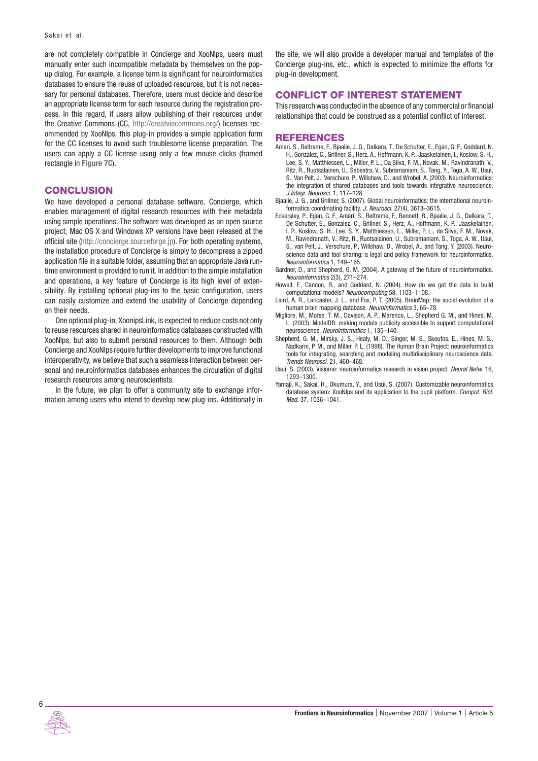are not completely compatible in Concierge and XooNIps, users must manually enter such incompatible metadata by themselves on the pop-up dialog. For example, a license term is significant for neuroinformatics databases to ensure the reuse of uploaded resources, but it is not necessary for personal databases. Therefore, users must decide and describe an appropriate license term for each resource during the registration process. In this regard, if users allow publishing of their resources under the Creative Commons (CC, http://creatviecommons.org/) licenses recommended by XooNIps, this plug-in provides a simple application form for the CC licenses to avoid such troublesome license preparation. The users can apply a CC license using only a few mouse clicks (framed rectangle in **Figure 7C**).

## CONCLUSION

We have developed a personal database software, Concierge, which enables management of digital research resources with their metadata using simple operations. The software was developed as an open source project; Mac OS X and Windows XP versions have been released at the official site (http://concierge.sourceforge.jp). For both operating systems, the installation procedure of Concierge is simply to decompress a zipped application file in a suitable folder, assuming that an appropriate Java runtime environment is provided to run it. In addition to the simple installation and operations, a key feature of Concierge is its high level of extensibility. By installing optional plug-ins to the basic configuration, users can easily customize and extend the usability of Concierge depending on their needs.

One optional plug-in, XoonipsLink, is expected to reduce costs not only to reuse resources shared in neuroinformatics databases constructed with XooNIps, but also to submit personal resources to them. Although both Concierge and XooNIps require further developments to improve functional interoperativity, we believe that such a seamless interaction between personal and neuroinformatics databases enhances the circulation of digital research resources among neuroscientists.

In the future, we plan to offer a community site to exchange information among users who intend to develop new plug-ins. Additionally in the site, we will also provide a developer manual and templates of the Concierge plug-ins, etc., which is expected to minimize the efforts for plug-in development.

## CONFLICT OF INTEREST STATEMENT

This research was conducted in the absence of any commercial or financial relationships that could be construed as a potential conflict of interest.

## REFERENCES

Amari, S., Beltrame, F., Bjaalie, J. G., Dalkara, T., De Schutter, E., Egan, G. F., Goddard, N. H., Gonzalez, C., Grillner, S., Herz, A., Hoffmann, K. P., Jaaskelainen, I., Koslow, S. H., Lee, S. Y., Matthiessen, L., Miller, P. L., Da Silva, F. M., Novak, M., Ravindranath, V., Ritz, R., Ruotsalainen, U., Sebestra, V., Subramaniam, S., Tang, Y., Toga, A. W., Usui, S., Van Pelt, J., Verschure, P., Willshaw, D., and Wrobel, A. (2003). Neuroinformatics: the integration of shared databases and tools towards integrative neuroscience. *J.Integr. Neurosci.* 1, 117–128.

Bjaalie, J. G., and Grillner, S. (2007). Global neuroinformatics: the international neuroinformatics coordinating facility. *J. Neurosci.* 27(4), 3613–3615.

Eckersley, P., Egan, G. F., Amari, S., Beltrame, F., Bennett, R., Bjaalie, J. G., Dalkara, T., De Schutter, E., Gonzalez, C., Grillner, S., Herz, A., Hoffmann, K. P., Jaaskelainen, I. P., Koslow, S. H., Lee, S. Y., Matthiessen, L., Miller, P. L., da Silva, F. M., Novak, M., Ravindranath, V., Ritz, R., Ruotsalainen, U., Subramaniam, S., Toga, A. W., Usui, S., van Pelt, J., Verschure, P., Willshaw, D., Wrobel, A., and Tang, Y. (2003). Neuroscience data and tool sharing: a legal and policy framework for neuroinformatics. *Neuroinformatics* 1, 149–165.

Gardner, D., and Shepherd, G. M. (2004). A gateway of the future of neuroinformatics. *Neuroinformatics* 2(3), 271–274.

Howell, F., Cannon, R., and Goddard, N. (2004). How do we get the data to build computational models? *Neurocomputing* 58, 1103–1108.

Laird, A. R., Lancaster, J. L., and Fox, P. T. (2005). BrainMap: the social evolution of a human brain mapping database. *Neuroinformatics* 3, 65–78.

Migliore, M., Morse, T. M., Davison, A. P., Marenco, L., Shepherd G. M., and Hines, M. L. (2003). ModelDB: making models publicity accessible to support computational neuroscience. *Neuroinformatics* 1, 135–140.

Shepherd, G. M., Mirsky, J. S., Healy, M. D., Singer, M. S., Skoufos, E., Hines, M. S., Nadkarni, P. M., and Miller, P. L. (1998). The Human Brain Project: neuroinformatics tools for integrating, searching and modeling multidisciplinary neuroscience data. *Trends Neurosci.* 21, 460–468.

Usui, S. (2003). Visiome: neuroinformatics research in vision project. *Neural Netw.* 16, 1293–1300.

Yamaji, K., Sakai, H., Okumura, Y., and Usui, S. (2007). Customizable neuroinformatics database system: XooNIps and its application to the pupil platform. *Comput. Biol. Med.* 37, 1036–1041.